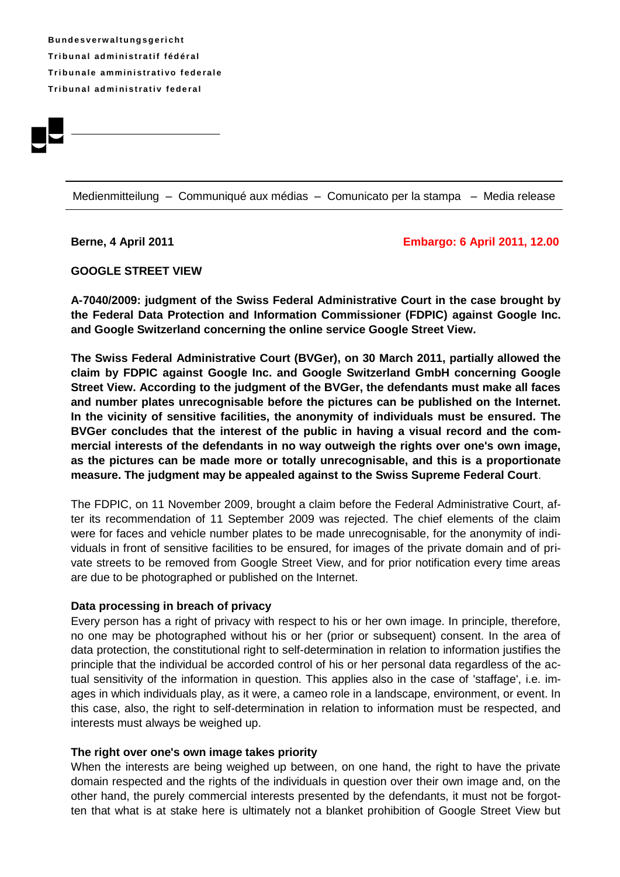**Bundesverwaltungsgericht**
**Tribunal administratif fédéral**
**Tribunale amministrativo federale**
**Tribunal administrativ federal**

Medienmitteilung – Communiqué aux médias – Comunicato per la stampa – Media release

**Berne, 4 April 2011** **Embargo: 6 April 2011, 12.00**

**GOOGLE STREET VIEW**

**A-7040/2009: judgment of the Swiss Federal Administrative Court in the case brought by the Federal Data Protection and Information Commissioner (FDPIC) against Google Inc. and Google Switzerland concerning the online service Google Street View.**

**The Swiss Federal Administrative Court (BVGer), on 30 March 2011, partially allowed the claim by FDPIC against Google Inc. and Google Switzerland GmbH concerning Google Street View. According to the judgment of the BVGer, the defendants must make all faces and number plates unrecognisable before the pictures can be published on the Internet. In the vicinity of sensitive facilities, the anonymity of individuals must be ensured. The BVGer concludes that the interest of the public in having a visual record and the commercial interests of the defendants in no way outweigh the rights over one's own image, as the pictures can be made more or totally unrecognisable, and this is a proportionate measure. The judgment may be appealed against to the Swiss Supreme Federal Court**.

The FDPIC, on 11 November 2009, brought a claim before the Federal Administrative Court, after its recommendation of 11 September 2009 was rejected. The chief elements of the claim were for faces and vehicle number plates to be made unrecognisable, for the anonymity of individuals in front of sensitive facilities to be ensured, for images of the private domain and of private streets to be removed from Google Street View, and for prior notification every time areas are due to be photographed or published on the Internet.

**Data processing in breach of privacy**

Every person has a right of privacy with respect to his or her own image. In principle, therefore, no one may be photographed without his or her (prior or subsequent) consent. In the area of data protection, the constitutional right to self-determination in relation to information justifies the principle that the individual be accorded control of his or her personal data regardless of the actual sensitivity of the information in question. This applies also in the case of 'staffage', i.e. images in which individuals play, as it were, a cameo role in a landscape, environment, or event. In this case, also, the right to self-determination in relation to information must be respected, and interests must always be weighed up.

**The right over one's own image takes priority**

When the interests are being weighed up between, on one hand, the right to have the private domain respected and the rights of the individuals in question over their own image and, on the other hand, the purely commercial interests presented by the defendants, it must not be forgotten that what is at stake here is ultimately not a blanket prohibition of Google Street View but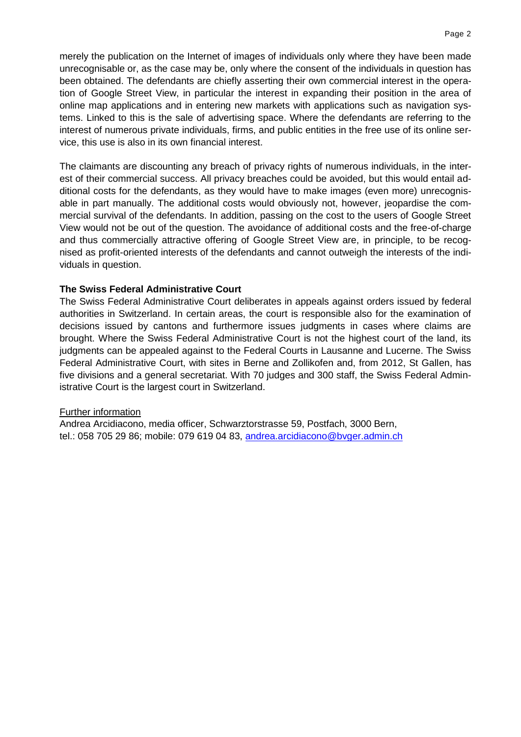merely the publication on the Internet of images of individuals only where they have been made unrecognisable or, as the case may be, only where the consent of the individuals in question has been obtained. The defendants are chiefly asserting their own commercial interest in the operation of Google Street View, in particular the interest in expanding their position in the area of online map applications and in entering new markets with applications such as navigation systems. Linked to this is the sale of advertising space. Where the defendants are referring to the interest of numerous private individuals, firms, and public entities in the free use of its online service, this use is also in its own financial interest.

The claimants are discounting any breach of privacy rights of numerous individuals, in the interest of their commercial success. All privacy breaches could be avoided, but this would entail additional costs for the defendants, as they would have to make images (even more) unrecognisable in part manually. The additional costs would obviously not, however, jeopardise the commercial survival of the defendants. In addition, passing on the cost to the users of Google Street View would not be out of the question. The avoidance of additional costs and the free-of-charge and thus commercially attractive offering of Google Street View are, in principle, to be recognised as profit-oriented interests of the defendants and cannot outweigh the interests of the individuals in question.

**The Swiss Federal Administrative Court**

The Swiss Federal Administrative Court deliberates in appeals against orders issued by federal authorities in Switzerland. In certain areas, the court is responsible also for the examination of decisions issued by cantons and furthermore issues judgments in cases where claims are brought. Where the Swiss Federal Administrative Court is not the highest court of the land, its judgments can be appealed against to the Federal Courts in Lausanne and Lucerne. The Swiss Federal Administrative Court, with sites in Berne and Zollikofen and, from 2012, St Gallen, has five divisions and a general secretariat. With 70 judges and 300 staff, the Swiss Federal Administrative Court is the largest court in Switzerland.

Further information

Andrea Arcidiacono, media officer, Schwarztorstrasse 59, Postfach, 3000 Bern,
tel.: 058 705 29 86; mobile: 079 619 04 83, andrea.arcidiacono@bvger.admin.ch